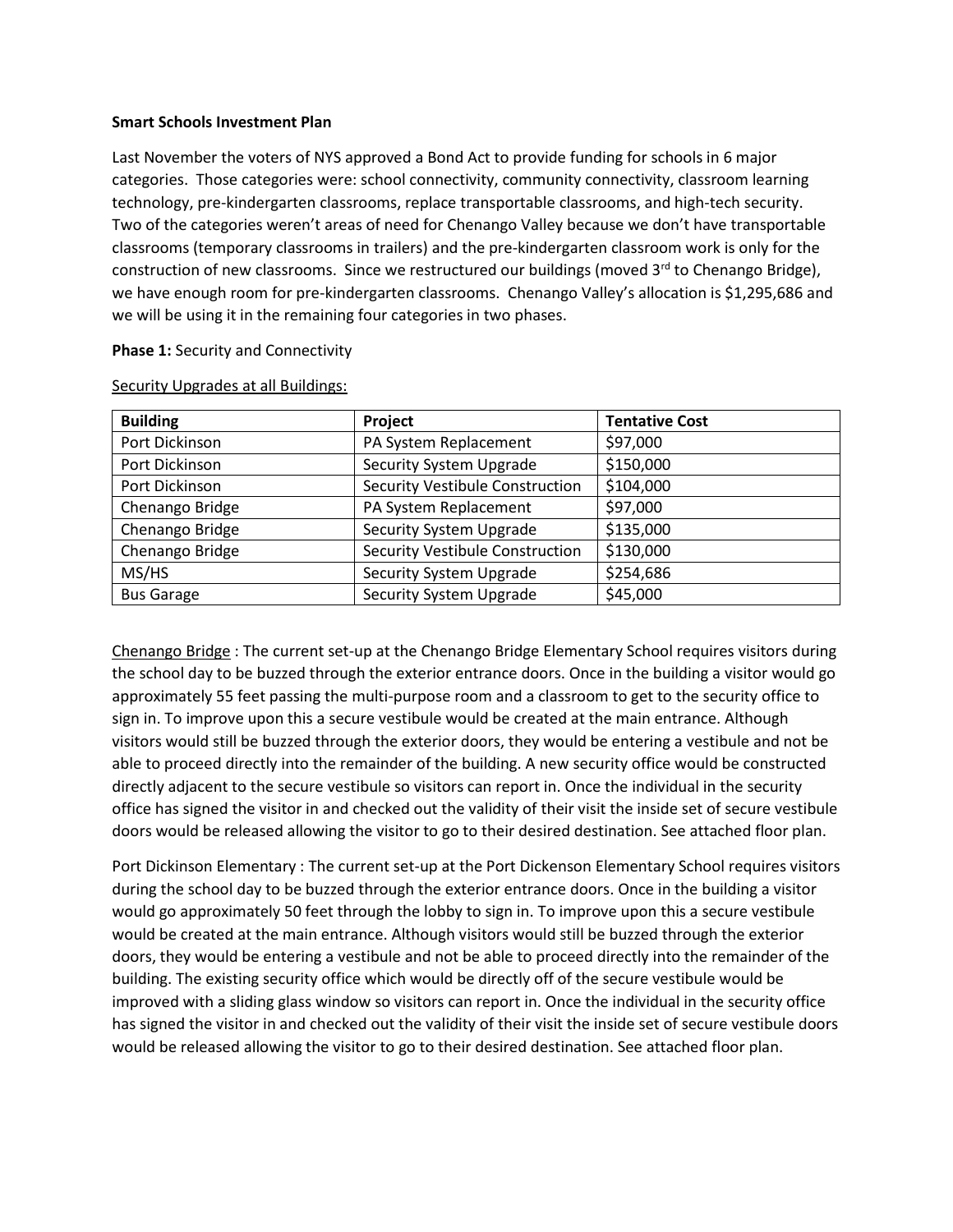**Smart Schools Investment Plan**

Last November the voters of NYS approved a Bond Act to provide funding for schools in 6 major categories. Those categories were: school connectivity, community connectivity, classroom learning technology, pre-kindergarten classrooms, replace transportable classrooms, and high-tech security. Two of the categories weren't areas of need for Chenango Valley because we don't have transportable classrooms (temporary classrooms in trailers) and the pre-kindergarten classroom work is only for the construction of new classrooms. Since we restructured our buildings (moved 3rd to Chenango Bridge), we have enough room for pre-kindergarten classrooms. Chenango Valley's allocation is $1,295,686 and we will be using it in the remaining four categories in two phases.

**Phase 1:** Security and Connectivity

Security Upgrades at all Buildings:

| Building | Project | Tentative Cost |
|---|---|---|
| Port Dickinson | PA System Replacement | $97,000 |
| Port Dickinson | Security System Upgrade | $150,000 |
| Port Dickinson | Security Vestibule Construction | $104,000 |
| Chenango Bridge | PA System Replacement | $97,000 |
| Chenango Bridge | Security System Upgrade | $135,000 |
| Chenango Bridge | Security Vestibule Construction | $130,000 |
| MS/HS | Security System Upgrade | $254,686 |
| Bus Garage | Security System Upgrade | $45,000 |

Chenango Bridge : The current set-up at the Chenango Bridge Elementary School requires visitors during the school day to be buzzed through the exterior entrance doors. Once in the building a visitor would go approximately 55 feet passing the multi-purpose room and a classroom to get to the security office to sign in. To improve upon this a secure vestibule would be created at the main entrance. Although visitors would still be buzzed through the exterior doors, they would be entering a vestibule and not be able to proceed directly into the remainder of the building. A new security office would be constructed directly adjacent to the secure vestibule so visitors can report in. Once the individual in the security office has signed the visitor in and checked out the validity of their visit the inside set of secure vestibule doors would be released allowing the visitor to go to their desired destination. See attached floor plan.

Port Dickinson Elementary : The current set-up at the Port Dickenson Elementary School requires visitors during the school day to be buzzed through the exterior entrance doors. Once in the building a visitor would go approximately 50 feet through the lobby to sign in. To improve upon this a secure vestibule would be created at the main entrance. Although visitors would still be buzzed through the exterior doors, they would be entering a vestibule and not be able to proceed directly into the remainder of the building. The existing security office which would be directly off of the secure vestibule would be improved with a sliding glass window so visitors can report in. Once the individual in the security office has signed the visitor in and checked out the validity of their visit the inside set of secure vestibule doors would be released allowing the visitor to go to their desired destination. See attached floor plan.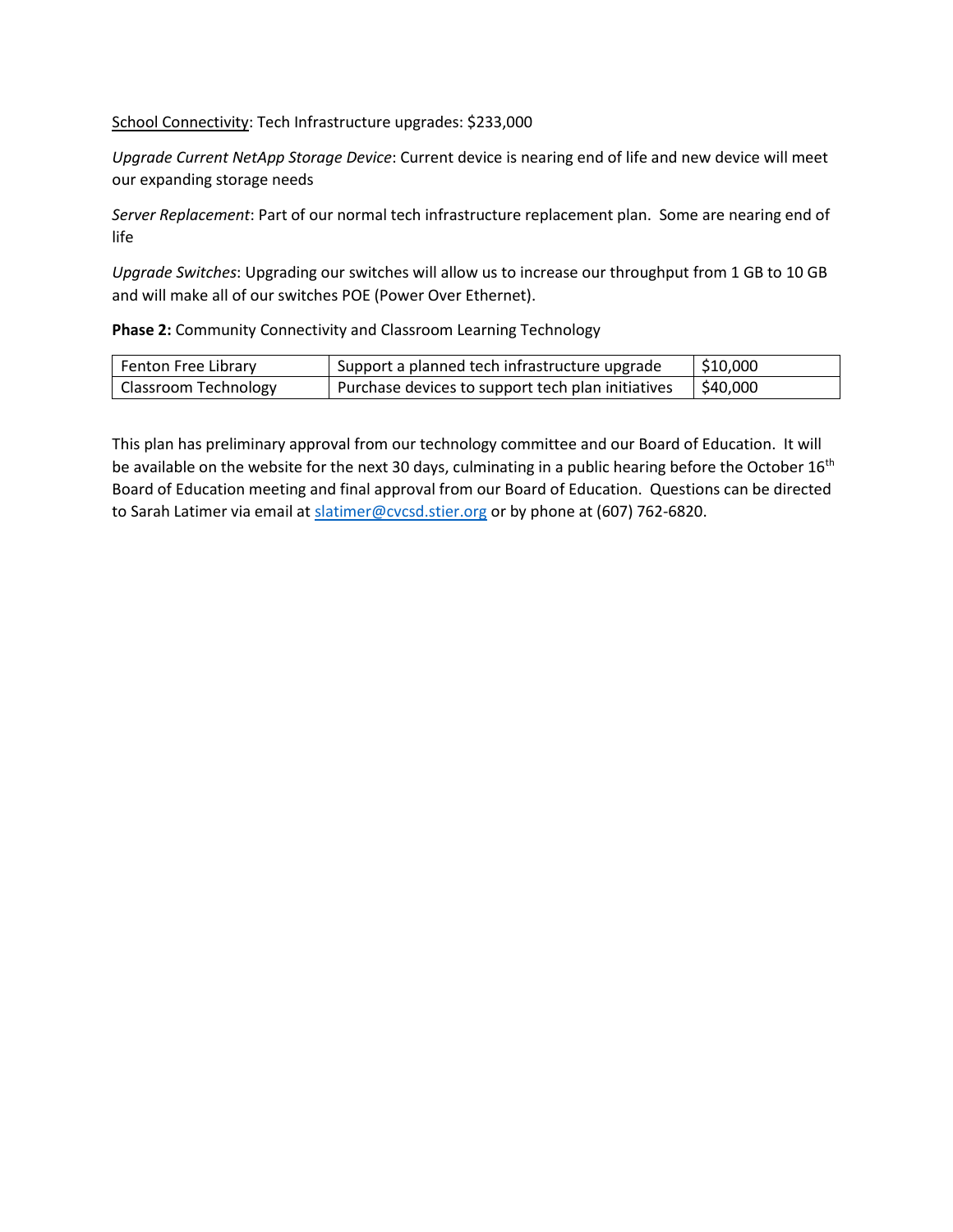School Connectivity: Tech Infrastructure upgrades: $233,000

*Upgrade Current NetApp Storage Device*: Current device is nearing end of life and new device will meet our expanding storage needs

*Server Replacement*: Part of our normal tech infrastructure replacement plan. Some are nearing end of life

*Upgrade Switches*: Upgrading our switches will allow us to increase our throughput from 1 GB to 10 GB and will make all of our switches POE (Power Over Ethernet).

**Phase 2:** Community Connectivity and Classroom Learning Technology

| | | |
|---|---|---|
| Fenton Free Library | Support a planned tech infrastructure upgrade | $10,000 |
| Classroom Technology | Purchase devices to support tech plan initiatives | $40,000 |

This plan has preliminary approval from our technology committee and our Board of Education. It will be available on the website for the next 30 days, culminating in a public hearing before the October 16th Board of Education meeting and final approval from our Board of Education. Questions can be directed to Sarah Latimer via email at slatimer@cvcsd.stier.org or by phone at (607) 762-6820.